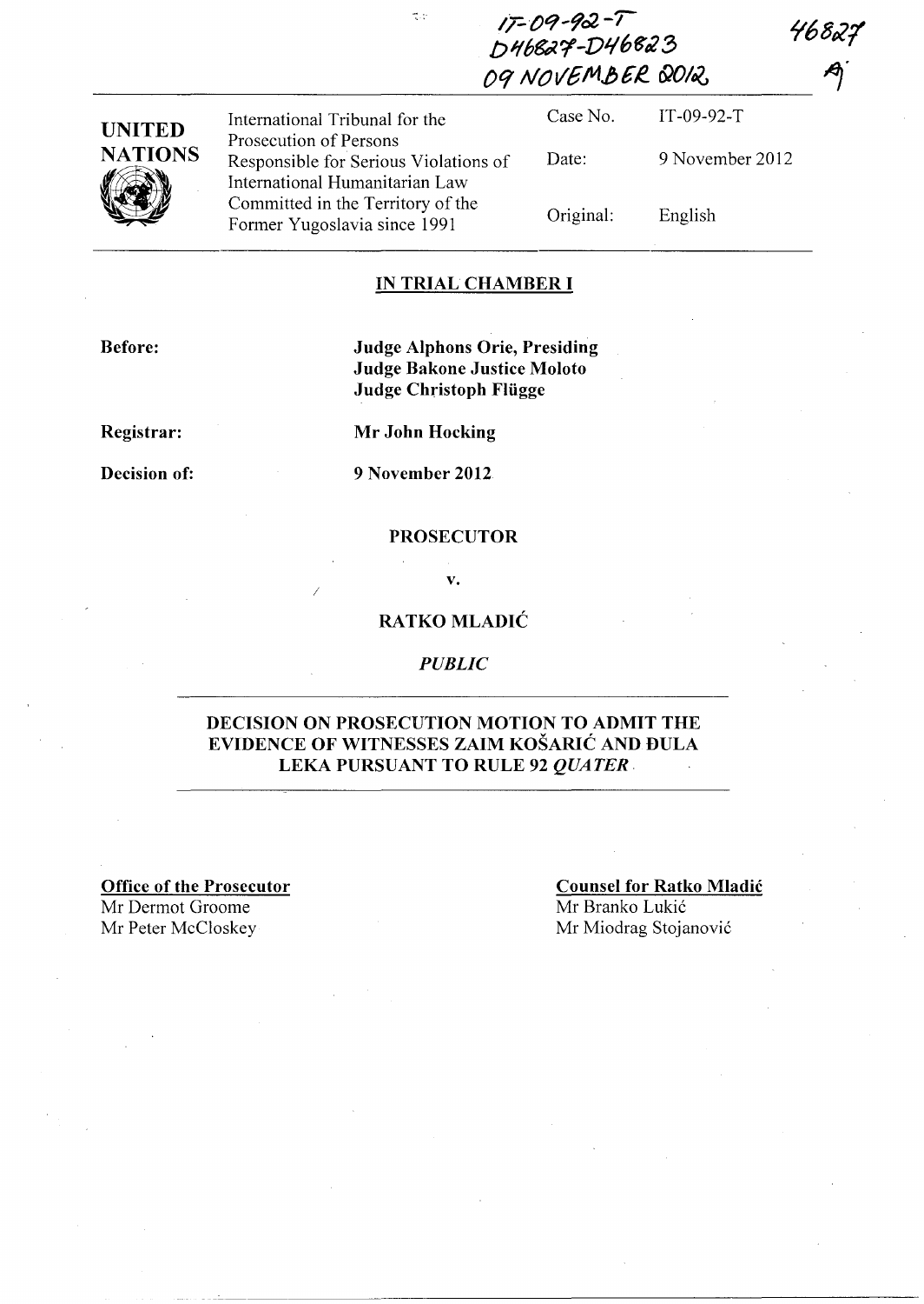IT-09-92-T
D46827-D46823
09 NOVEMBER 2012

46827
A

| UNITED NATIONS | International Tribunal for the Prosecution of Persons Responsible for Serious Violations of International Humanitarian Law Committed in the Territory of the Former Yugoslavia since 1991 | Case No. | IT-09-92-T |
|---|---|---|---|
| | | Date: | 9 November 2012 |
| | | Original: | English |

**IN TRIAL CHAMBER I**

**Before:** **Judge Alphons Orie, Presiding**
**Judge Bakone Justice Moloto**
**Judge Christoph Flügge**

**Registrar:** **Mr John Hocking**

**Decision of:** **9 November 2012**

**PROSECUTOR**

**v.**

**RATKO MLADIĆ**

*PUBLIC*

**DECISION ON PROSECUTION MOTION TO ADMIT THE EVIDENCE OF WITNESSES ZAIM KOŠARIĆ AND ĐULA LEKA PURSUANT TO RULE 92 *QUATER***

**Office of the Prosecutor**
Mr Dermot Groome
Mr Peter McCloskey

**Counsel for Ratko Mladić**
Mr Branko Lukić
Mr Miodrag Stojanović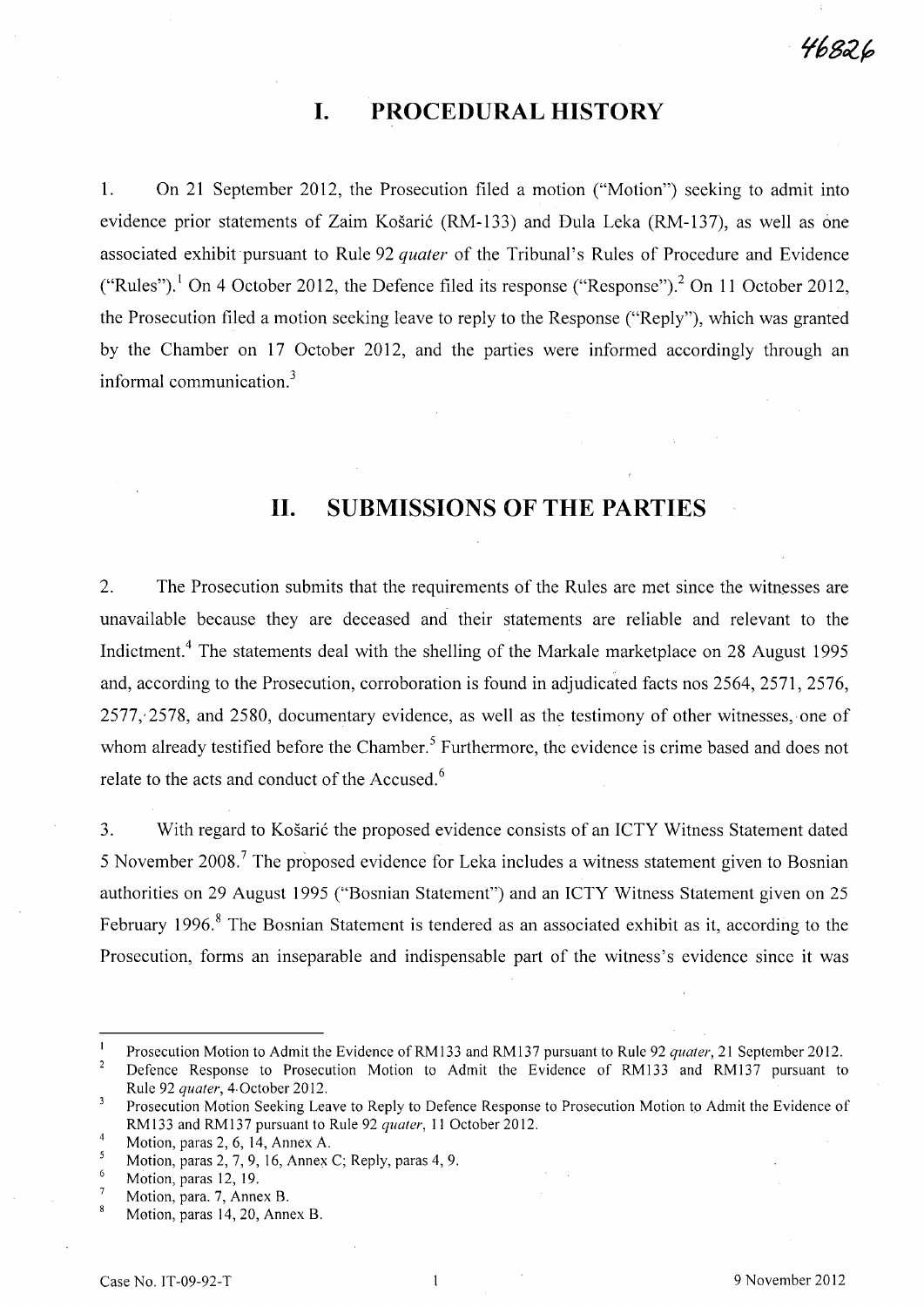# I. PROCEDURAL HISTORY

1. On 21 September 2012, the Prosecution filed a motion ("Motion") seeking to admit into evidence prior statements of Zaim Košarić (RM-133) and Đula Leka (RM-137), as well as one associated exhibit pursuant to Rule 92 *quater* of the Tribunal's Rules of Procedure and Evidence ("Rules").[1] On 4 October 2012, the Defence filed its response ("Response").[2] On 11 October 2012, the Prosecution filed a motion seeking leave to reply to the Response ("Reply"), which was granted by the Chamber on 17 October 2012, and the parties were informed accordingly through an informal communication.[3]

# II. SUBMISSIONS OF THE PARTIES

2. The Prosecution submits that the requirements of the Rules are met since the witnesses are unavailable because they are deceased and their statements are reliable and relevant to the Indictment.[4] The statements deal with the shelling of the Markale marketplace on 28 August 1995 and, according to the Prosecution, corroboration is found in adjudicated facts nos 2564, 2571, 2576, 2577, 2578, and 2580, documentary evidence, as well as the testimony of other witnesses, one of whom already testified before the Chamber.[5] Furthermore, the evidence is crime based and does not relate to the acts and conduct of the Accused.[6]

3. With regard to Košarić the proposed evidence consists of an ICTY Witness Statement dated 5 November 2008.[7] The proposed evidence for Leka includes a witness statement given to Bosnian authorities on 29 August 1995 ("Bosnian Statement") and an ICTY Witness Statement given on 25 February 1996.[8] The Bosnian Statement is tendered as an associated exhibit as it, according to the Prosecution, forms an inseparable and indispensable part of the witness's evidence since it was

---

[1] Prosecution Motion to Admit the Evidence of RM133 and RM137 pursuant to Rule 92 *quater*, 21 September 2012.

[2] Defence Response to Prosecution Motion to Admit the Evidence of RM133 and RM137 pursuant to Rule 92 *quater*, 4 October 2012.

[3] Prosecution Motion Seeking Leave to Reply to Defence Response to Prosecution Motion to Admit the Evidence of RM133 and RM137 pursuant to Rule 92 *quater*, 11 October 2012.

[4] Motion, paras 2, 6, 14, Annex A.

[5] Motion, paras 2, 7, 9, 16, Annex C; Reply, paras 4, 9.

[6] Motion, paras 12, 19.

[7] Motion, para. 7, Annex B.

[8] Motion, paras 14, 20, Annex B.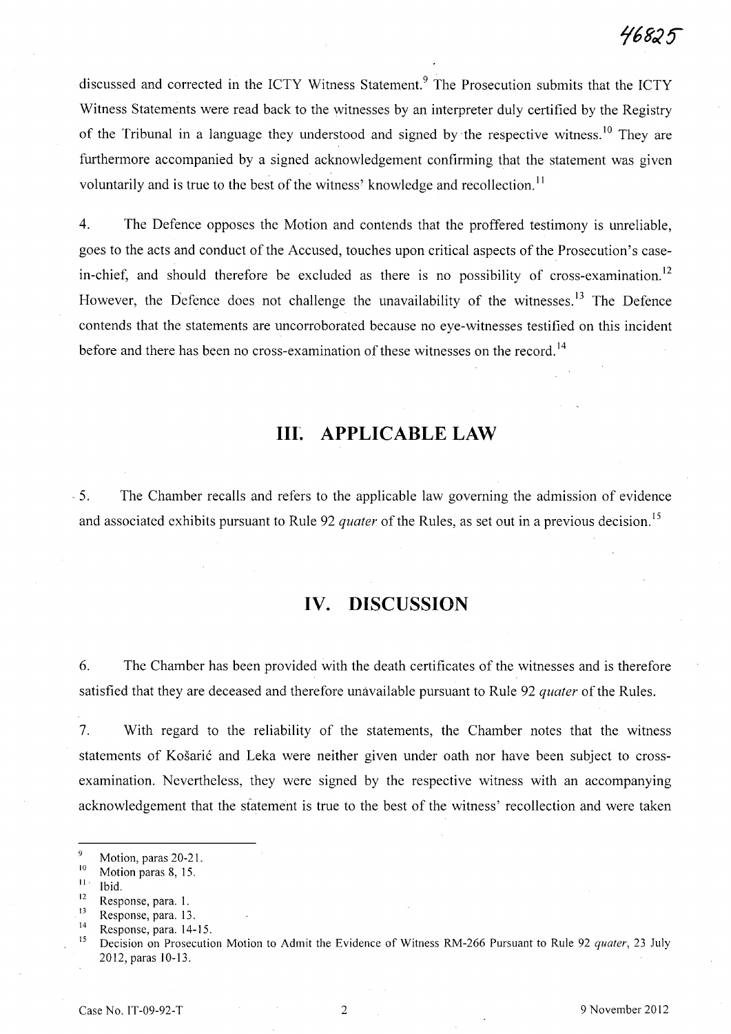discussed and corrected in the ICTY Witness Statement.[9] The Prosecution submits that the ICTY Witness Statements were read back to the witnesses by an interpreter duly certified by the Registry of the Tribunal in a language they understood and signed by the respective witness.[10] They are furthermore accompanied by a signed acknowledgement confirming that the statement was given voluntarily and is true to the best of the witness' knowledge and recollection.[11]

4. The Defence opposes the Motion and contends that the proffered testimony is unreliable, goes to the acts and conduct of the Accused, touches upon critical aspects of the Prosecution's case-in-chief, and should therefore be excluded as there is no possibility of cross-examination.[12] However, the Defence does not challenge the unavailability of the witnesses.[13] The Defence contends that the statements are uncorroborated because no eye-witnesses testified on this incident before and there has been no cross-examination of these witnesses on the record.[14]

## III. APPLICABLE LAW

5. The Chamber recalls and refers to the applicable law governing the admission of evidence and associated exhibits pursuant to Rule 92 *quater* of the Rules, as set out in a previous decision.[15]

## IV. DISCUSSION

6. The Chamber has been provided with the death certificates of the witnesses and is therefore satisfied that they are deceased and therefore unavailable pursuant to Rule 92 *quater* of the Rules.

7. With regard to the reliability of the statements, the Chamber notes that the witness statements of Košarić and Leka were neither given under oath nor have been subject to cross-examination. Nevertheless, they were signed by the respective witness with an accompanying acknowledgement that the statement is true to the best of the witness' recollection and were taken

---

[9] Motion, paras 20-21.

[10] Motion paras 8, 15.

[11] Ibid.

[12] Response, para. 1.

[13] Response, para. 13.

[14] Response, para. 14-15.

[15] Decision on Prosecution Motion to Admit the Evidence of Witness RM-266 Pursuant to Rule 92 *quater*, 23 July 2012, paras 10-13.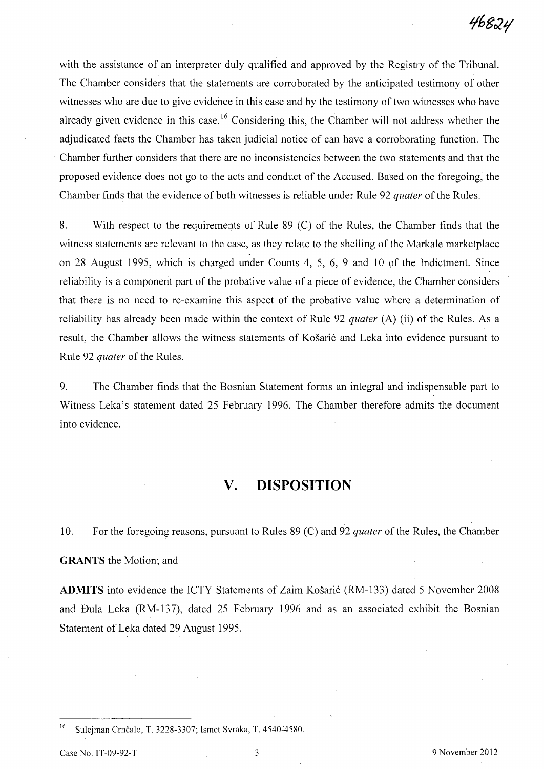with the assistance of an interpreter duly qualified and approved by the Registry of the Tribunal. The Chamber considers that the statements are corroborated by the anticipated testimony of other witnesses who are due to give evidence in this case and by the testimony of two witnesses who have already given evidence in this case.[16] Considering this, the Chamber will not address whether the adjudicated facts the Chamber has taken judicial notice of can have a corroborating function. The Chamber further considers that there are no inconsistencies between the two statements and that the proposed evidence does not go to the acts and conduct of the Accused. Based on the foregoing, the Chamber finds that the evidence of both witnesses is reliable under Rule 92 *quater* of the Rules.

8. With respect to the requirements of Rule 89 (C) of the Rules, the Chamber finds that the witness statements are relevant to the case, as they relate to the shelling of the Markale marketplace on 28 August 1995, which is charged under Counts 4, 5, 6, 9 and 10 of the Indictment. Since reliability is a component part of the probative value of a piece of evidence, the Chamber considers that there is no need to re-examine this aspect of the probative value where a determination of reliability has already been made within the context of Rule 92 *quater* (A) (ii) of the Rules. As a result, the Chamber allows the witness statements of Košarić and Leka into evidence pursuant to Rule 92 *quater* of the Rules.

9. The Chamber finds that the Bosnian Statement forms an integral and indispensable part to Witness Leka's statement dated 25 February 1996. The Chamber therefore admits the document into evidence.

## V. DISPOSITION

10. For the foregoing reasons, pursuant to Rules 89 (C) and 92 *quater* of the Rules, the Chamber

**GRANTS** the Motion; and

**ADMITS** into evidence the ICTY Statements of Zaim Košarić (RM-133) dated 5 November 2008 and Đula Leka (RM-137), dated 25 February 1996 and as an associated exhibit the Bosnian Statement of Leka dated 29 August 1995.

---

[16] Sulejman Crnčalo, T. 3228-3307; Ismet Svraka, T. 4540-4580.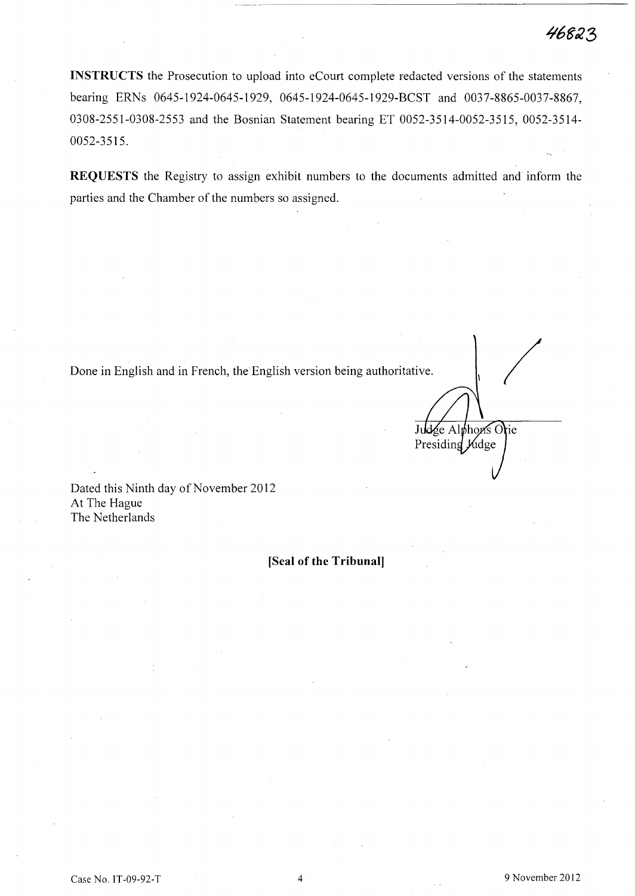**INSTRUCTS** the Prosecution to upload into eCourt complete redacted versions of the statements bearing ERNs 0645-1924-0645-1929, 0645-1924-0645-1929-BCST and 0037-8865-0037-8867, 0308-2551-0308-2553 and the Bosnian Statement bearing ET 0052-3514-0052-3515, 0052-3514-0052-3515.

**REQUESTS** the Registry to assign exhibit numbers to the documents admitted and inform the parties and the Chamber of the numbers so assigned.

Done in English and in French, the English version being authoritative.

Judge Alphons Orie
Presiding Judge

Dated this Ninth day of November 2012
At The Hague
The Netherlands

**[Seal of the Tribunal]**